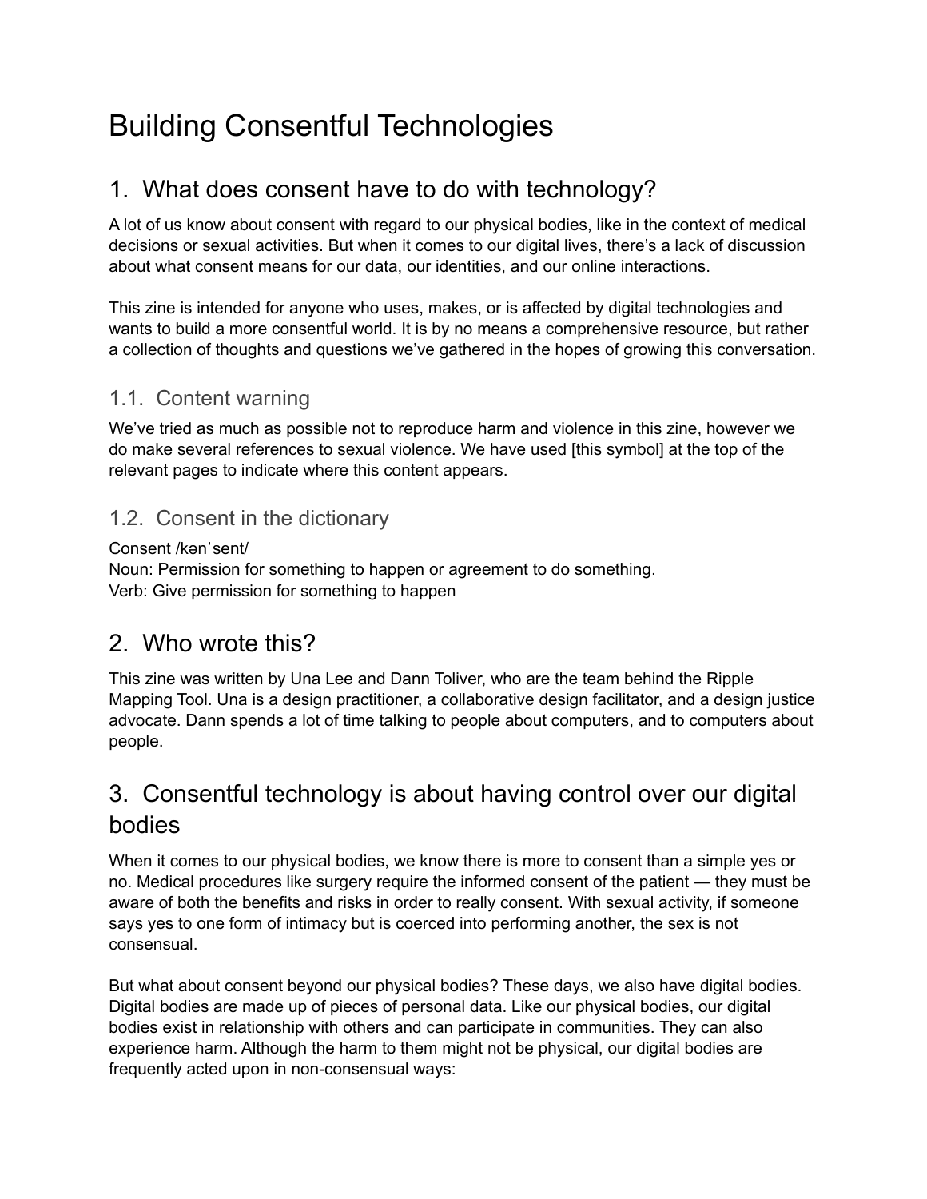# Building Consentful Technologies

## 1. What does consent have to do with technology?

A lot of us know about consent with regard to our physical bodies, like in the context of medical decisions or sexual activities. But when it comes to our digital lives, there's a lack of discussion about what consent means for our data, our identities, and our online interactions.

This zine is intended for anyone who uses, makes, or is affected by digital technologies and wants to build a more consentful world. It is by no means a comprehensive resource, but rather a collection of thoughts and questions we've gathered in the hopes of growing this conversation.

### 1.1. Content warning

We've tried as much as possible not to reproduce harm and violence in this zine, however we do make several references to sexual violence. We have used [this symbol] at the top of the relevant pages to indicate where this content appears.

### 1.2. Consent in the dictionary

Consent /kənˈsent/
Noun: Permission for something to happen or agreement to do something.
Verb: Give permission for something to happen

## 2. Who wrote this?

This zine was written by Una Lee and Dann Toliver, who are the team behind the Ripple Mapping Tool. Una is a design practitioner, a collaborative design facilitator, and a design justice advocate. Dann spends a lot of time talking to people about computers, and to computers about people.

## 3. Consentful technology is about having control over our digital bodies

When it comes to our physical bodies, we know there is more to consent than a simple yes or no. Medical procedures like surgery require the informed consent of the patient — they must be aware of both the benefits and risks in order to really consent. With sexual activity, if someone says yes to one form of intimacy but is coerced into performing another, the sex is not consensual.

But what about consent beyond our physical bodies? These days, we also have digital bodies. Digital bodies are made up of pieces of personal data. Like our physical bodies, our digital bodies exist in relationship with others and can participate in communities. They can also experience harm. Although the harm to them might not be physical, our digital bodies are frequently acted upon in non-consensual ways: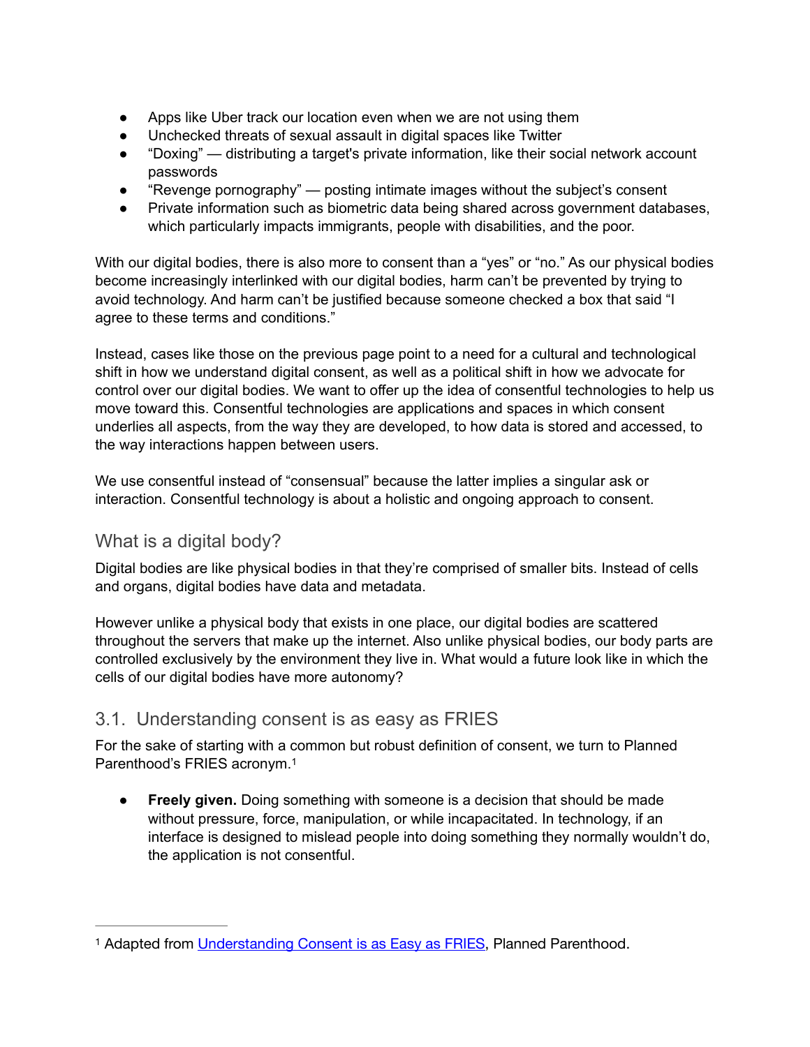- Apps like Uber track our location even when we are not using them
- Unchecked threats of sexual assault in digital spaces like Twitter
- "Doxing" — distributing a target's private information, like their social network account passwords
- "Revenge pornography" — posting intimate images without the subject's consent
- Private information such as biometric data being shared across government databases, which particularly impacts immigrants, people with disabilities, and the poor.

With our digital bodies, there is also more to consent than a "yes" or "no." As our physical bodies become increasingly interlinked with our digital bodies, harm can't be prevented by trying to avoid technology. And harm can't be justified because someone checked a box that said "I agree to these terms and conditions."

Instead, cases like those on the previous page point to a need for a cultural and technological shift in how we understand digital consent, as well as a political shift in how we advocate for control over our digital bodies. We want to offer up the idea of consentful technologies to help us move toward this. Consentful technologies are applications and spaces in which consent underlies all aspects, from the way they are developed, to how data is stored and accessed, to the way interactions happen between users.

We use consentful instead of "consensual" because the latter implies a singular ask or interaction. Consentful technology is about a holistic and ongoing approach to consent.

## What is a digital body?

Digital bodies are like physical bodies in that they're comprised of smaller bits. Instead of cells and organs, digital bodies have data and metadata.

However unlike a physical body that exists in one place, our digital bodies are scattered throughout the servers that make up the internet. Also unlike physical bodies, our body parts are controlled exclusively by the environment they live in. What would a future look like in which the cells of our digital bodies have more autonomy?

## 3.1. Understanding consent is as easy as FRIES

For the sake of starting with a common but robust definition of consent, we turn to Planned Parenthood's FRIES acronym.[1]

- **Freely given.** Doing something with someone is a decision that should be made without pressure, force, manipulation, or while incapacitated. In technology, if an interface is designed to mislead people into doing something they normally wouldn't do, the application is not consentful.

---

[1] Adapted from Understanding Consent is as Easy as FRIES, Planned Parenthood.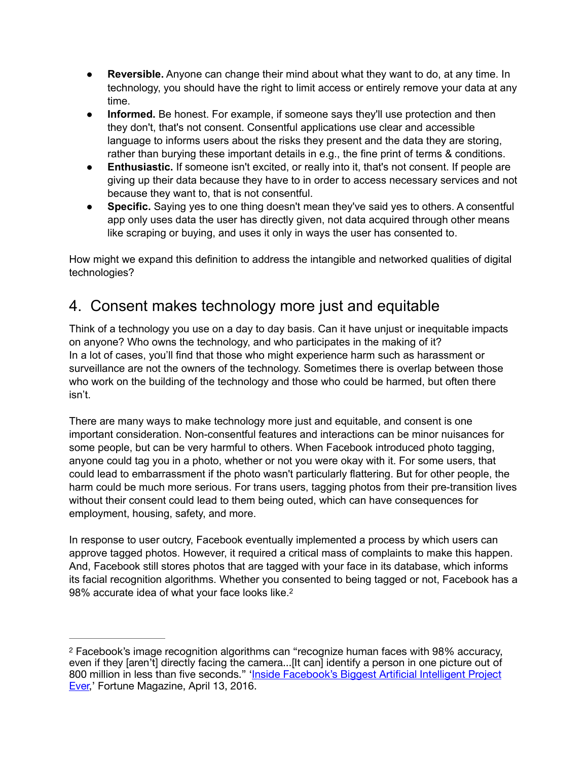- **Reversible.** Anyone can change their mind about what they want to do, at any time. In technology, you should have the right to limit access or entirely remove your data at any time.
- **Informed.** Be honest. For example, if someone says they'll use protection and then they don't, that's not consent. Consentful applications use clear and accessible language to informs users about the risks they present and the data they are storing, rather than burying these important details in e.g., the fine print of terms & conditions.
- **Enthusiastic.** If someone isn't excited, or really into it, that's not consent. If people are giving up their data because they have to in order to access necessary services and not because they want to, that is not consentful.
- **Specific.** Saying yes to one thing doesn't mean they've said yes to others. A consentful app only uses data the user has directly given, not data acquired through other means like scraping or buying, and uses it only in ways the user has consented to.

How might we expand this definition to address the intangible and networked qualities of digital technologies?

## 4. Consent makes technology more just and equitable

Think of a technology you use on a day to day basis. Can it have unjust or inequitable impacts on anyone? Who owns the technology, and who participates in the making of it?
In a lot of cases, you'll find that those who might experience harm such as harassment or surveillance are not the owners of the technology. Sometimes there is overlap between those who work on the building of the technology and those who could be harmed, but often there isn't.

There are many ways to make technology more just and equitable, and consent is one important consideration. Non-consentful features and interactions can be minor nuisances for some people, but can be very harmful to others. When Facebook introduced photo tagging, anyone could tag you in a photo, whether or not you were okay with it. For some users, that could lead to embarrassment if the photo wasn't particularly flattering. But for other people, the harm could be much more serious. For trans users, tagging photos from their pre-transition lives without their consent could lead to them being outed, which can have consequences for employment, housing, safety, and more.

In response to user outcry, Facebook eventually implemented a process by which users can approve tagged photos. However, it required a critical mass of complaints to make this happen. And, Facebook still stores photos that are tagged with your face in its database, which informs its facial recognition algorithms. Whether you consented to being tagged or not, Facebook has a 98% accurate idea of what your face looks like.[2]

---

[2] Facebook's image recognition algorithms can "recognize human faces with 98% accuracy, even if they [aren't] directly facing the camera...[It can] identify a person in one picture out of 800 million in less than five seconds." 'Inside Facebook's Biggest Artificial Intelligent Project Ever,' Fortune Magazine, April 13, 2016.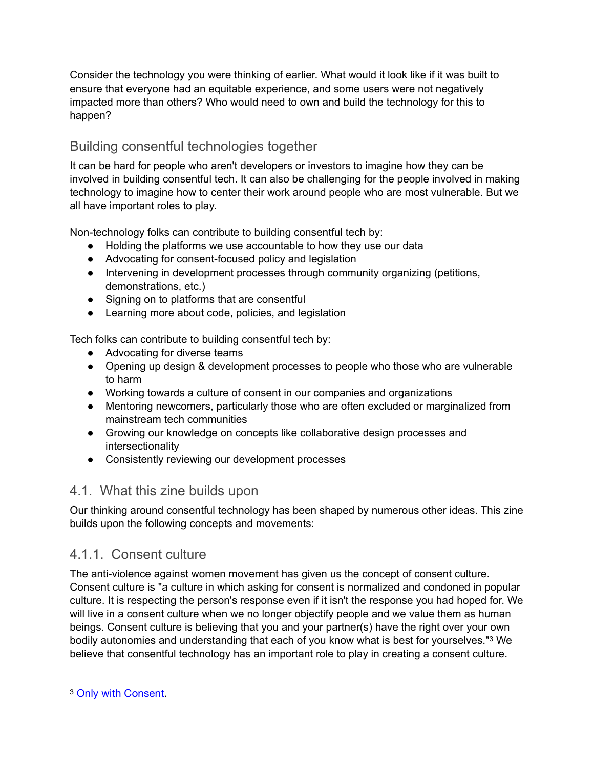Consider the technology you were thinking of earlier. What would it look like if it was built to ensure that everyone had an equitable experience, and some users were not negatively impacted more than others? Who would need to own and build the technology for this to happen?

## Building consentful technologies together

It can be hard for people who aren't developers or investors to imagine how they can be involved in building consentful tech. It can also be challenging for the people involved in making technology to imagine how to center their work around people who are most vulnerable. But we all have important roles to play.

Non-technology folks can contribute to building consentful tech by:

- Holding the platforms we use accountable to how they use our data
- Advocating for consent-focused policy and legislation
- Intervening in development processes through community organizing (petitions, demonstrations, etc.)
- Signing on to platforms that are consentful
- Learning more about code, policies, and legislation

Tech folks can contribute to building consentful tech by:

- Advocating for diverse teams
- Opening up design & development processes to people who those who are vulnerable to harm
- Working towards a culture of consent in our companies and organizations
- Mentoring newcomers, particularly those who are often excluded or marginalized from mainstream tech communities
- Growing our knowledge on concepts like collaborative design processes and intersectionality
- Consistently reviewing our development processes

## 4.1. What this zine builds upon

Our thinking around consentful technology has been shaped by numerous other ideas. This zine builds upon the following concepts and movements:

### 4.1.1. Consent culture

The anti-violence against women movement has given us the concept of consent culture. Consent culture is "a culture in which asking for consent is normalized and condoned in popular culture. It is respecting the person's response even if it isn't the response you had hoped for. We will live in a consent culture when we no longer objectify people and we value them as human beings. Consent culture is believing that you and your partner(s) have the right over your own bodily autonomies and understanding that each of you know what is best for yourselves."[3] We believe that consentful technology has an important role to play in creating a consent culture.

---

[3] Only with Consent.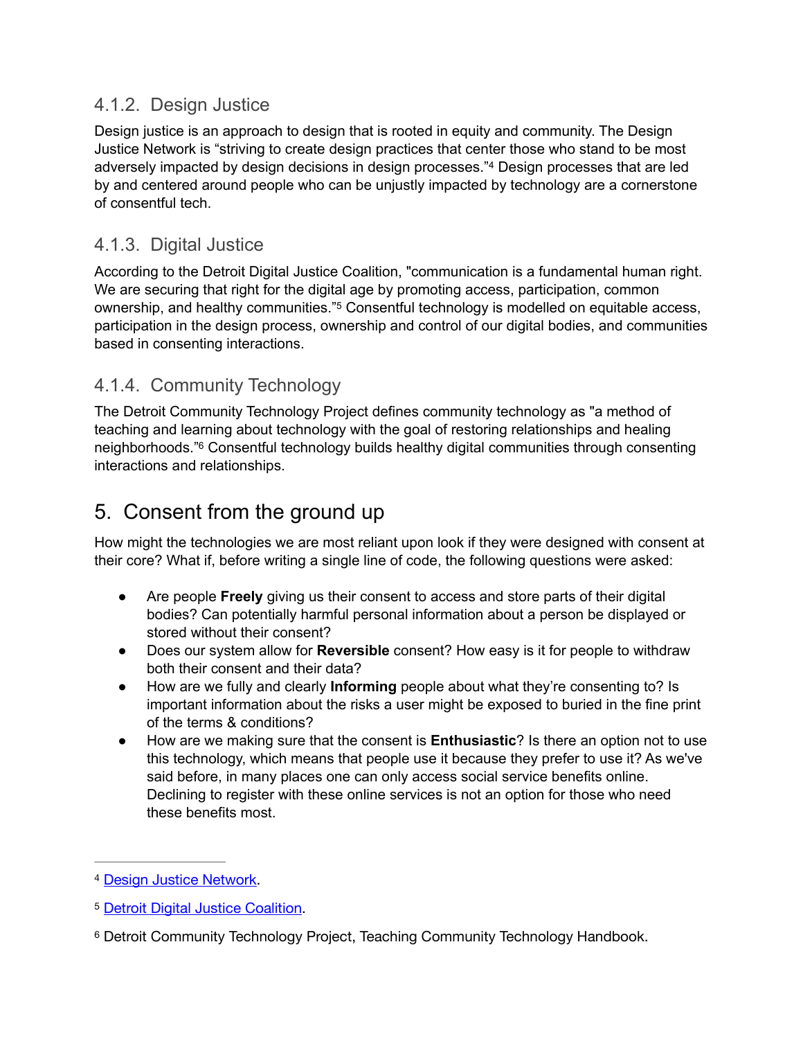### 4.1.2. Design Justice

Design justice is an approach to design that is rooted in equity and community. The Design Justice Network is "striving to create design practices that center those who stand to be most adversely impacted by design decisions in design processes."[4] Design processes that are led by and centered around people who can be unjustly impacted by technology are a cornerstone of consentful tech.

### 4.1.3. Digital Justice

According to the Detroit Digital Justice Coalition, "communication is a fundamental human right. We are securing that right for the digital age by promoting access, participation, common ownership, and healthy communities."[5] Consentful technology is modelled on equitable access, participation in the design process, ownership and control of our digital bodies, and communities based in consenting interactions.

### 4.1.4. Community Technology

The Detroit Community Technology Project defines community technology as "a method of teaching and learning about technology with the goal of restoring relationships and healing neighborhoods."[6] Consentful technology builds healthy digital communities through consenting interactions and relationships.

## 5. Consent from the ground up

How might the technologies we are most reliant upon look if they were designed with consent at their core? What if, before writing a single line of code, the following questions were asked:

- Are people **Freely** giving us their consent to access and store parts of their digital bodies? Can potentially harmful personal information about a person be displayed or stored without their consent?
- Does our system allow for **Reversible** consent? How easy is it for people to withdraw both their consent and their data?
- How are we fully and clearly **Informing** people about what they're consenting to? Is important information about the risks a user might be exposed to buried in the fine print of the terms & conditions?
- How are we making sure that the consent is **Enthusiastic**? Is there an option not to use this technology, which means that people use it because they prefer to use it? As we've said before, in many places one can only access social service benefits online. Declining to register with these online services is not an option for those who need these benefits most.

---

[4] Design Justice Network.

[5] Detroit Digital Justice Coalition.

[6] Detroit Community Technology Project, Teaching Community Technology Handbook.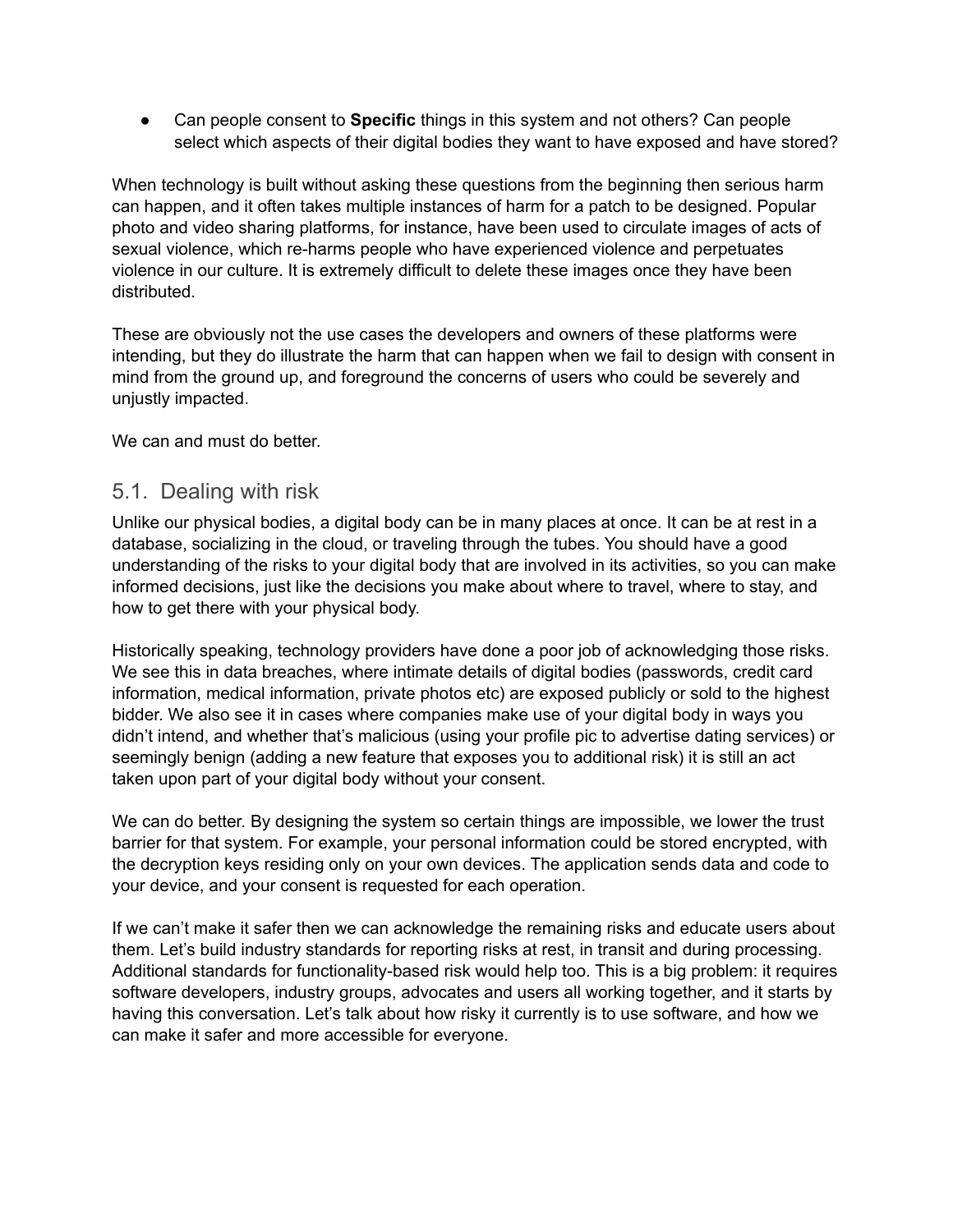- Can people consent to **Specific** things in this system and not others? Can people select which aspects of their digital bodies they want to have exposed and have stored?

When technology is built without asking these questions from the beginning then serious harm can happen, and it often takes multiple instances of harm for a patch to be designed. Popular photo and video sharing platforms, for instance, have been used to circulate images of acts of sexual violence, which re-harms people who have experienced violence and perpetuates violence in our culture. It is extremely difficult to delete these images once they have been distributed.

These are obviously not the use cases the developers and owners of these platforms were intending, but they do illustrate the harm that can happen when we fail to design with consent in mind from the ground up, and foreground the concerns of users who could be severely and unjustly impacted.

We can and must do better.

## 5.1. Dealing with risk

Unlike our physical bodies, a digital body can be in many places at once. It can be at rest in a database, socializing in the cloud, or traveling through the tubes. You should have a good understanding of the risks to your digital body that are involved in its activities, so you can make informed decisions, just like the decisions you make about where to travel, where to stay, and how to get there with your physical body.

Historically speaking, technology providers have done a poor job of acknowledging those risks. We see this in data breaches, where intimate details of digital bodies (passwords, credit card information, medical information, private photos etc) are exposed publicly or sold to the highest bidder. We also see it in cases where companies make use of your digital body in ways you didn't intend, and whether that's malicious (using your profile pic to advertise dating services) or seemingly benign (adding a new feature that exposes you to additional risk) it is still an act taken upon part of your digital body without your consent.

We can do better. By designing the system so certain things are impossible, we lower the trust barrier for that system. For example, your personal information could be stored encrypted, with the decryption keys residing only on your own devices. The application sends data and code to your device, and your consent is requested for each operation.

If we can't make it safer then we can acknowledge the remaining risks and educate users about them. Let's build industry standards for reporting risks at rest, in transit and during processing. Additional standards for functionality-based risk would help too. This is a big problem: it requires software developers, industry groups, advocates and users all working together, and it starts by having this conversation. Let's talk about how risky it currently is to use software, and how we can make it safer and more accessible for everyone.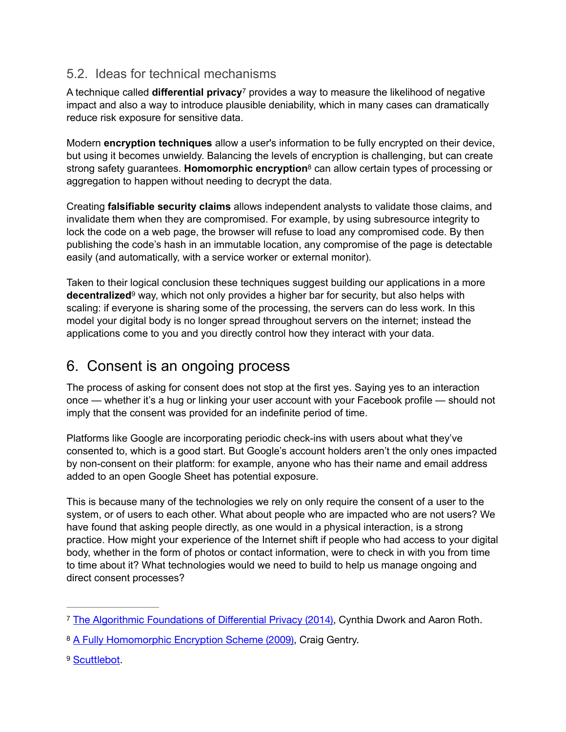### 5.2. Ideas for technical mechanisms

A technique called **differential privacy**[7] provides a way to measure the likelihood of negative impact and also a way to introduce plausible deniability, which in many cases can dramatically reduce risk exposure for sensitive data.

Modern **encryption techniques** allow a user's information to be fully encrypted on their device, but using it becomes unwieldy. Balancing the levels of encryption is challenging, but can create strong safety guarantees. **Homomorphic encryption**[8] can allow certain types of processing or aggregation to happen without needing to decrypt the data.

Creating **falsifiable security claims** allows independent analysts to validate those claims, and invalidate them when they are compromised. For example, by using subresource integrity to lock the code on a web page, the browser will refuse to load any compromised code. By then publishing the code's hash in an immutable location, any compromise of the page is detectable easily (and automatically, with a service worker or external monitor).

Taken to their logical conclusion these techniques suggest building our applications in a more **decentralized**[9] way, which not only provides a higher bar for security, but also helps with scaling: if everyone is sharing some of the processing, the servers can do less work. In this model your digital body is no longer spread throughout servers on the internet; instead the applications come to you and you directly control how they interact with your data.

## 6. Consent is an ongoing process

The process of asking for consent does not stop at the first yes. Saying yes to an interaction once — whether it's a hug or linking your user account with your Facebook profile — should not imply that the consent was provided for an indefinite period of time.

Platforms like Google are incorporating periodic check-ins with users about what they've consented to, which is a good start. But Google's account holders aren't the only ones impacted by non-consent on their platform: for example, anyone who has their name and email address added to an open Google Sheet has potential exposure.

This is because many of the technologies we rely on only require the consent of a user to the system, or of users to each other. What about people who are impacted who are not users? We have found that asking people directly, as one would in a physical interaction, is a strong practice. How might your experience of the Internet shift if people who had access to your digital body, whether in the form of photos or contact information, were to check in with you from time to time about it? What technologies would we need to build to help us manage ongoing and direct consent processes?

---

[7] The Algorithmic Foundations of Differential Privacy (2014), Cynthia Dwork and Aaron Roth.

[8] A Fully Homomorphic Encryption Scheme (2009), Craig Gentry.

[9] Scuttlebot.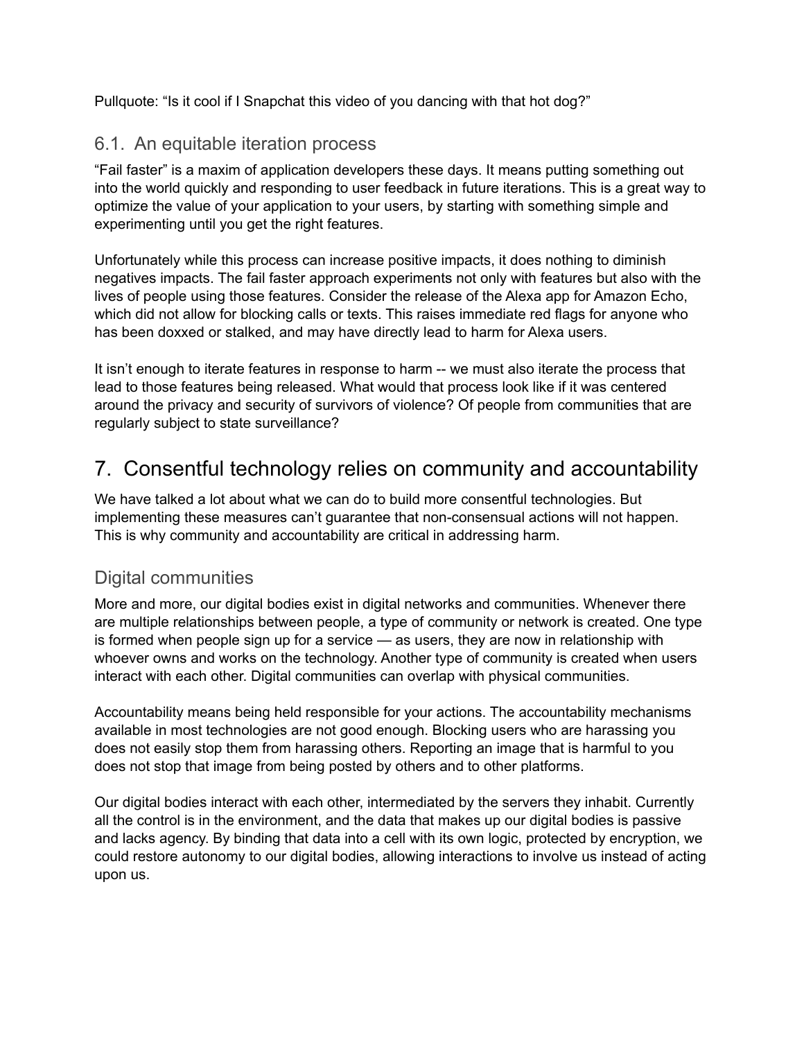Pullquote: "Is it cool if I Snapchat this video of you dancing with that hot dog?"

### 6.1. An equitable iteration process

"Fail faster" is a maxim of application developers these days. It means putting something out into the world quickly and responding to user feedback in future iterations. This is a great way to optimize the value of your application to your users, by starting with something simple and experimenting until you get the right features.

Unfortunately while this process can increase positive impacts, it does nothing to diminish negatives impacts. The fail faster approach experiments not only with features but also with the lives of people using those features. Consider the release of the Alexa app for Amazon Echo, which did not allow for blocking calls or texts. This raises immediate red flags for anyone who has been doxxed or stalked, and may have directly lead to harm for Alexa users.

It isn't enough to iterate features in response to harm -- we must also iterate the process that lead to those features being released. What would that process look like if it was centered around the privacy and security of survivors of violence? Of people from communities that are regularly subject to state surveillance?

## 7. Consentful technology relies on community and accountability

We have talked a lot about what we can do to build more consentful technologies. But implementing these measures can't guarantee that non-consensual actions will not happen. This is why community and accountability are critical in addressing harm.

### Digital communities

More and more, our digital bodies exist in digital networks and communities. Whenever there are multiple relationships between people, a type of community or network is created. One type is formed when people sign up for a service — as users, they are now in relationship with whoever owns and works on the technology. Another type of community is created when users interact with each other. Digital communities can overlap with physical communities.

Accountability means being held responsible for your actions. The accountability mechanisms available in most technologies are not good enough. Blocking users who are harassing you does not easily stop them from harassing others. Reporting an image that is harmful to you does not stop that image from being posted by others and to other platforms.

Our digital bodies interact with each other, intermediated by the servers they inhabit. Currently all the control is in the environment, and the data that makes up our digital bodies is passive and lacks agency. By binding that data into a cell with its own logic, protected by encryption, we could restore autonomy to our digital bodies, allowing interactions to involve us instead of acting upon us.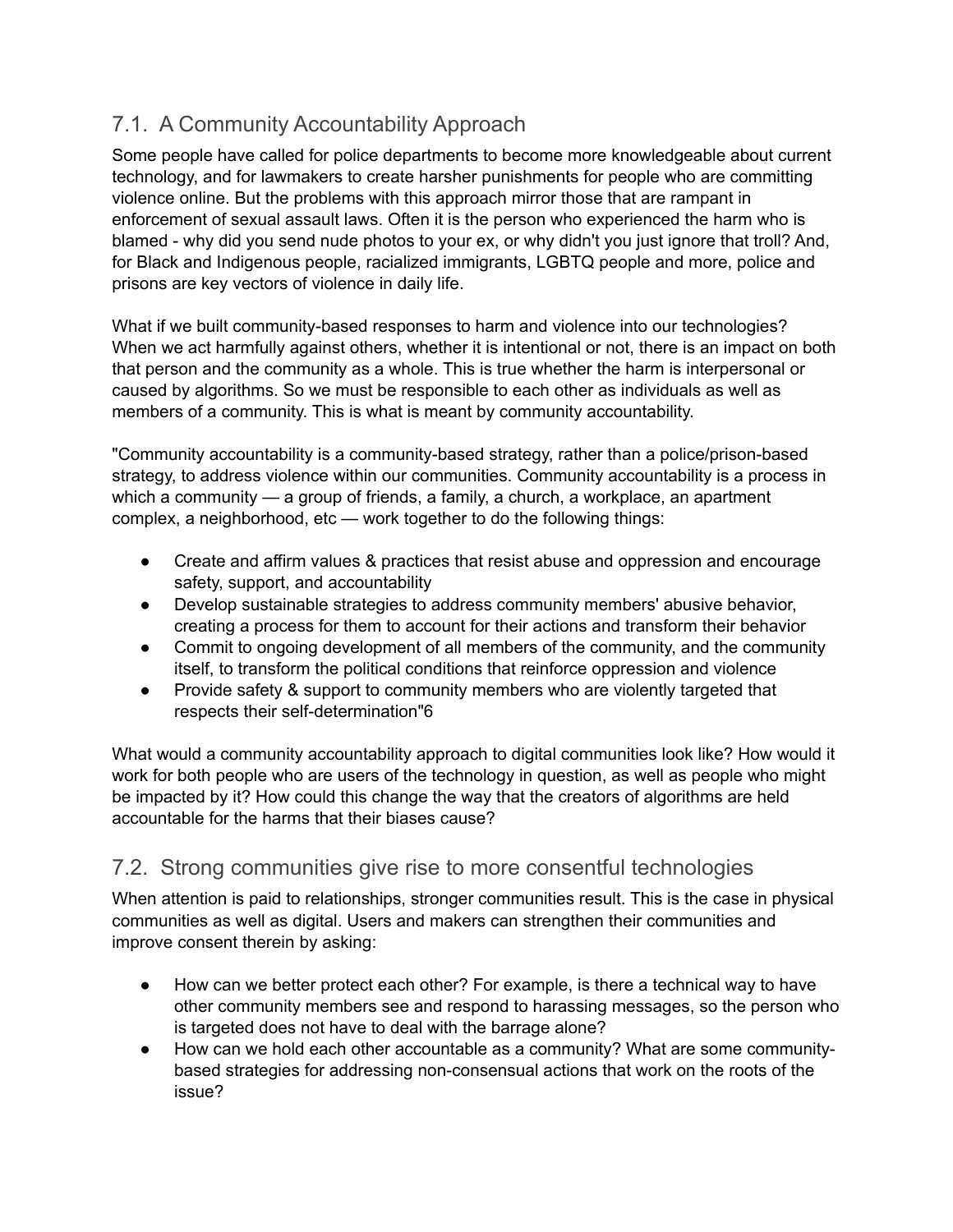## 7.1. A Community Accountability Approach

Some people have called for police departments to become more knowledgeable about current technology, and for lawmakers to create harsher punishments for people who are committing violence online. But the problems with this approach mirror those that are rampant in enforcement of sexual assault laws. Often it is the person who experienced the harm who is blamed - why did you send nude photos to your ex, or why didn't you just ignore that troll? And, for Black and Indigenous people, racialized immigrants, LGBTQ people and more, police and prisons are key vectors of violence in daily life.

What if we built community-based responses to harm and violence into our technologies? When we act harmfully against others, whether it is intentional or not, there is an impact on both that person and the community as a whole. This is true whether the harm is interpersonal or caused by algorithms. So we must be responsible to each other as individuals as well as members of a community. This is what is meant by community accountability.

"Community accountability is a community-based strategy, rather than a police/prison-based strategy, to address violence within our communities. Community accountability is a process in which a community — a group of friends, a family, a church, a workplace, an apartment complex, a neighborhood, etc — work together to do the following things:

- Create and affirm values & practices that resist abuse and oppression and encourage safety, support, and accountability
- Develop sustainable strategies to address community members' abusive behavior, creating a process for them to account for their actions and transform their behavior
- Commit to ongoing development of all members of the community, and the community itself, to transform the political conditions that reinforce oppression and violence
- Provide safety & support to community members who are violently targeted that respects their self-determination"[6]

What would a community accountability approach to digital communities look like? How would it work for both people who are users of the technology in question, as well as people who might be impacted by it? How could this change the way that the creators of algorithms are held accountable for the harms that their biases cause?

## 7.2. Strong communities give rise to more consentful technologies

When attention is paid to relationships, stronger communities result. This is the case in physical communities as well as digital. Users and makers can strengthen their communities and improve consent therein by asking:

- How can we better protect each other? For example, is there a technical way to have other community members see and respond to harassing messages, so the person who is targeted does not have to deal with the barrage alone?
- How can we hold each other accountable as a community? What are some community-based strategies for addressing non-consensual actions that work on the roots of the issue?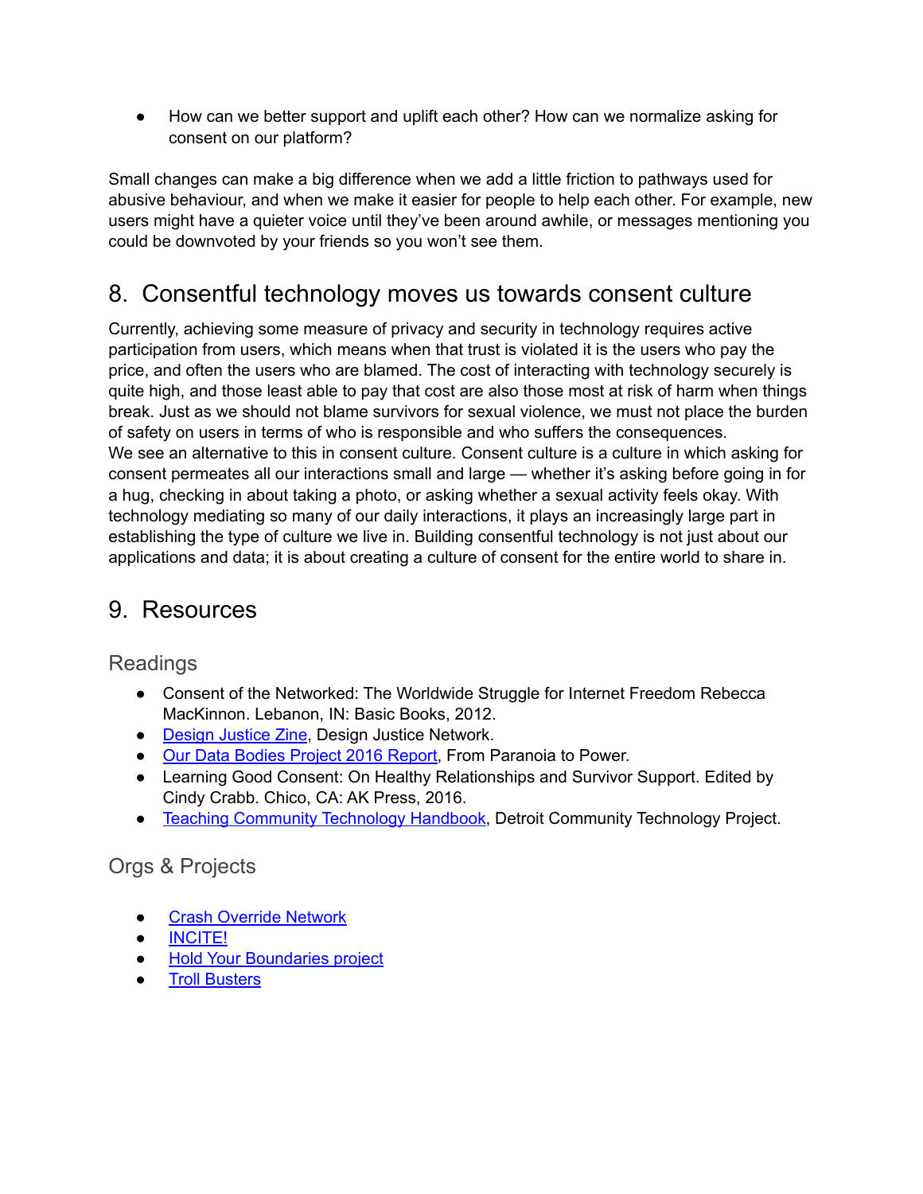- How can we better support and uplift each other? How can we normalize asking for consent on our platform?

Small changes can make a big difference when we add a little friction to pathways used for abusive behaviour, and when we make it easier for people to help each other. For example, new users might have a quieter voice until they've been around awhile, or messages mentioning you could be downvoted by your friends so you won't see them.

## 8. Consentful technology moves us towards consent culture

Currently, achieving some measure of privacy and security in technology requires active participation from users, which means when that trust is violated it is the users who pay the price, and often the users who are blamed. The cost of interacting with technology securely is quite high, and those least able to pay that cost are also those most at risk of harm when things break. Just as we should not blame survivors for sexual violence, we must not place the burden of safety on users in terms of who is responsible and who suffers the consequences.
We see an alternative to this in consent culture. Consent culture is a culture in which asking for consent permeates all our interactions small and large — whether it's asking before going in for a hug, checking in about taking a photo, or asking whether a sexual activity feels okay. With technology mediating so many of our daily interactions, it plays an increasingly large part in establishing the type of culture we live in. Building consentful technology is not just about our applications and data; it is about creating a culture of consent for the entire world to share in.

## 9. Resources

### Readings

- Consent of the Networked: The Worldwide Struggle for Internet Freedom Rebecca MacKinnon. Lebanon, IN: Basic Books, 2012.
- Design Justice Zine, Design Justice Network.
- Our Data Bodies Project 2016 Report, From Paranoia to Power.
- Learning Good Consent: On Healthy Relationships and Survivor Support. Edited by Cindy Crabb. Chico, CA: AK Press, 2016.
- Teaching Community Technology Handbook, Detroit Community Technology Project.

### Orgs & Projects

- Crash Override Network
- INCITE!
- Hold Your Boundaries project
- Troll Busters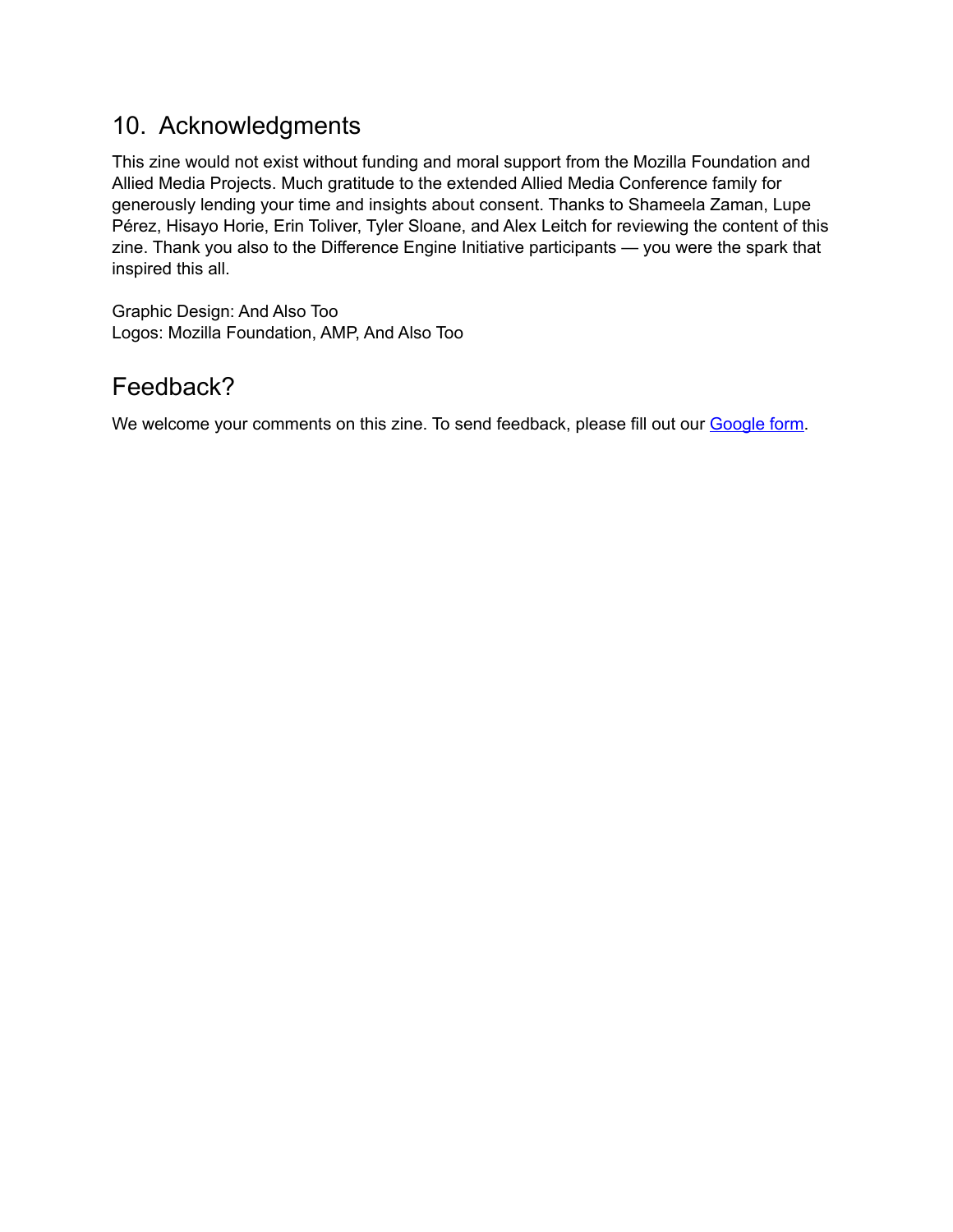## 10. Acknowledgments

This zine would not exist without funding and moral support from the Mozilla Foundation and Allied Media Projects. Much gratitude to the extended Allied Media Conference family for generously lending your time and insights about consent. Thanks to Shameela Zaman, Lupe Pérez, Hisayo Horie, Erin Toliver, Tyler Sloane, and Alex Leitch for reviewing the content of this zine. Thank you also to the Difference Engine Initiative participants — you were the spark that inspired this all.

Graphic Design: And Also Too
Logos: Mozilla Foundation, AMP, And Also Too

## Feedback?

We welcome your comments on this zine. To send feedback, please fill out our Google form.